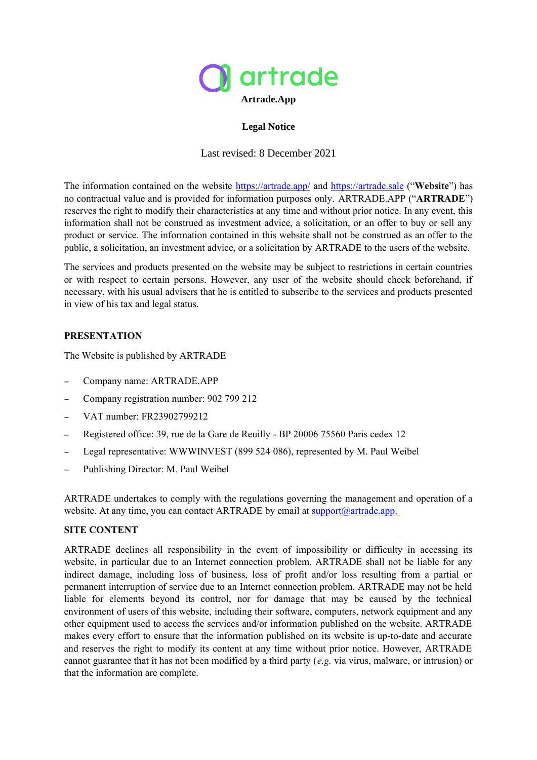**Artrade.App**

**Legal Notice**

Last revised: 8 December 2021

The information contained on the website [https://artrade.app/](https://artrade.app/) and [https://artrade.sale](https://artrade.sale) ("**Website**") has no contractual value and is provided for information purposes only. ARTRADE.APP ("**ARTRADE**") reserves the right to modify their characteristics at any time and without prior notice. In any event, this information shall not be construed as investment advice, a solicitation, or an offer to buy or sell any product or service. The information contained in this website shall not be construed as an offer to the public, a solicitation, an investment advice, or a solicitation by ARTRADE to the users of the website.

The services and products presented on the website may be subject to restrictions in certain countries or with respect to certain persons. However, any user of the website should check beforehand, if necessary, with his usual advisers that he is entitled to subscribe to the services and products presented in view of his tax and legal status.

## PRESENTATION

The Website is published by ARTRADE

- Company name: ARTRADE.APP
- Company registration number: 902 799 212
- VAT number: FR23902799212
- Registered office: 39, rue de la Gare de Reuilly - BP 20006 75560 Paris cedex 12
- Legal representative: WWWINVEST (899 524 086), represented by M. Paul Weibel
- Publishing Director: M. Paul Weibel

ARTRADE undertakes to comply with the regulations governing the management and operation of a website. At any time, you can contact ARTRADE by email at [support@artrade.app.](mailto:support@artrade.app)

## SITE CONTENT

ARTRADE declines all responsibility in the event of impossibility or difficulty in accessing its website, in particular due to an Internet connection problem. ARTRADE shall not be liable for any indirect damage, including loss of business, loss of profit and/or loss resulting from a partial or permanent interruption of service due to an Internet connection problem. ARTRADE may not be held liable for elements beyond its control, nor for damage that may be caused by the technical environment of users of this website, including their software, computers, network equipment and any other equipment used to access the services and/or information published on the website. ARTRADE makes every effort to ensure that the information published on its website is up-to-date and accurate and reserves the right to modify its content at any time without prior notice. However, ARTRADE cannot guarantee that it has not been modified by a third party (*e.g.* via virus, malware, or intrusion) or that the information are complete.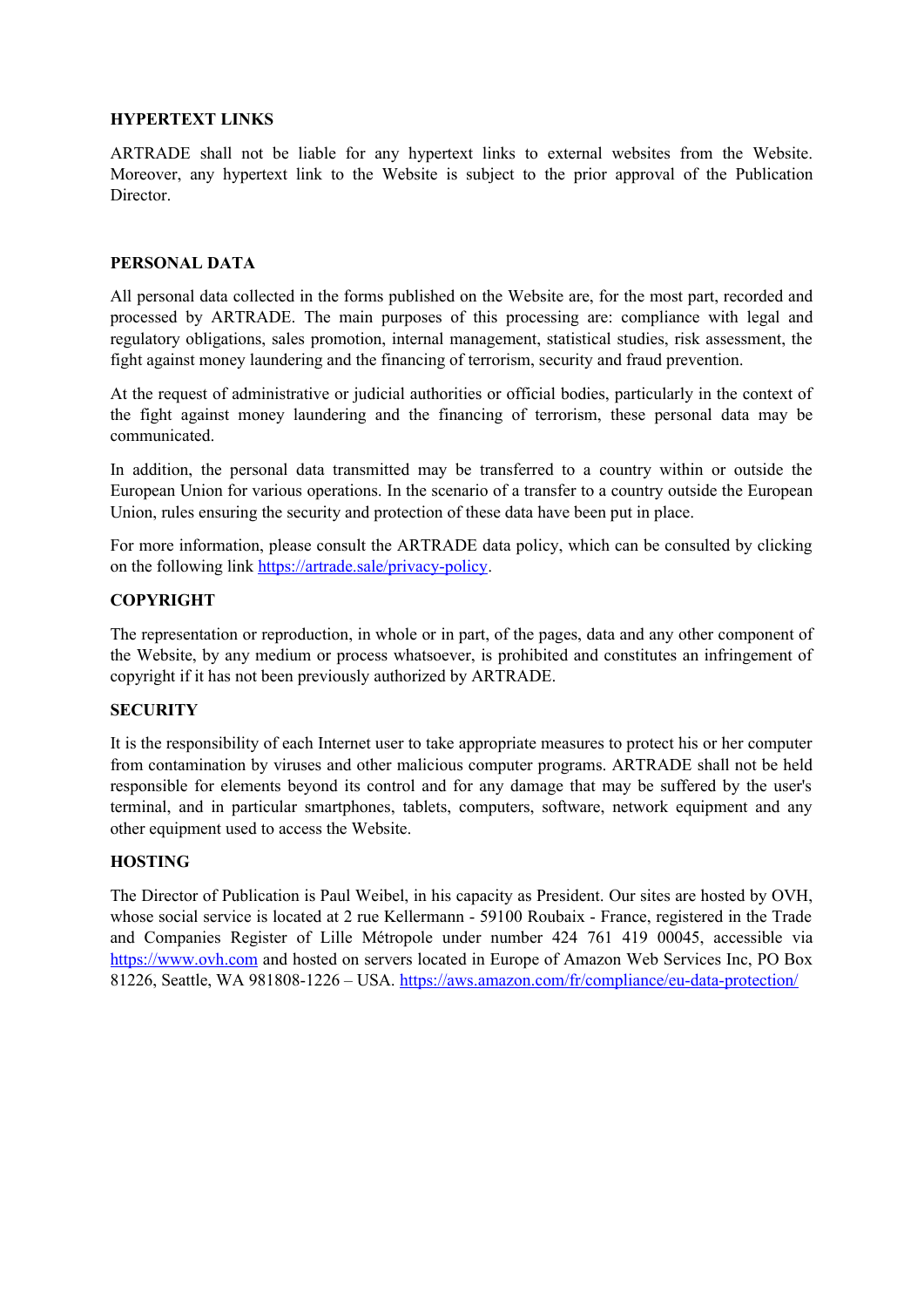## HYPERTEXT LINKS

ARTRADE shall not be liable for any hypertext links to external websites from the Website. Moreover, any hypertext link to the Website is subject to the prior approval of the Publication Director.

## PERSONAL DATA

All personal data collected in the forms published on the Website are, for the most part, recorded and processed by ARTRADE. The main purposes of this processing are: compliance with legal and regulatory obligations, sales promotion, internal management, statistical studies, risk assessment, the fight against money laundering and the financing of terrorism, security and fraud prevention.

At the request of administrative or judicial authorities or official bodies, particularly in the context of the fight against money laundering and the financing of terrorism, these personal data may be communicated.

In addition, the personal data transmitted may be transferred to a country within or outside the European Union for various operations. In the scenario of a transfer to a country outside the European Union, rules ensuring the security and protection of these data have been put in place.

For more information, please consult the ARTRADE data policy, which can be consulted by clicking on the following link [https://artrade.sale/privacy-policy](https://artrade.sale/privacy-policy).

## COPYRIGHT

The representation or reproduction, in whole or in part, of the pages, data and any other component of the Website, by any medium or process whatsoever, is prohibited and constitutes an infringement of copyright if it has not been previously authorized by ARTRADE.

## SECURITY

It is the responsibility of each Internet user to take appropriate measures to protect his or her computer from contamination by viruses and other malicious computer programs. ARTRADE shall not be held responsible for elements beyond its control and for any damage that may be suffered by the user's terminal, and in particular smartphones, tablets, computers, software, network equipment and any other equipment used to access the Website.

## HOSTING

The Director of Publication is Paul Weibel, in his capacity as President. Our sites are hosted by OVH, whose social service is located at 2 rue Kellermann - 59100 Roubaix - France, registered in the Trade and Companies Register of Lille Métropole under number 424 761 419 00045, accessible via [https://www.ovh.com](https://www.ovh.com) and hosted on servers located in Europe of Amazon Web Services Inc, PO Box 81226, Seattle, WA 981808-1226 – USA. [https://aws.amazon.com/fr/compliance/eu-data-protection/](https://aws.amazon.com/fr/compliance/eu-data-protection/)